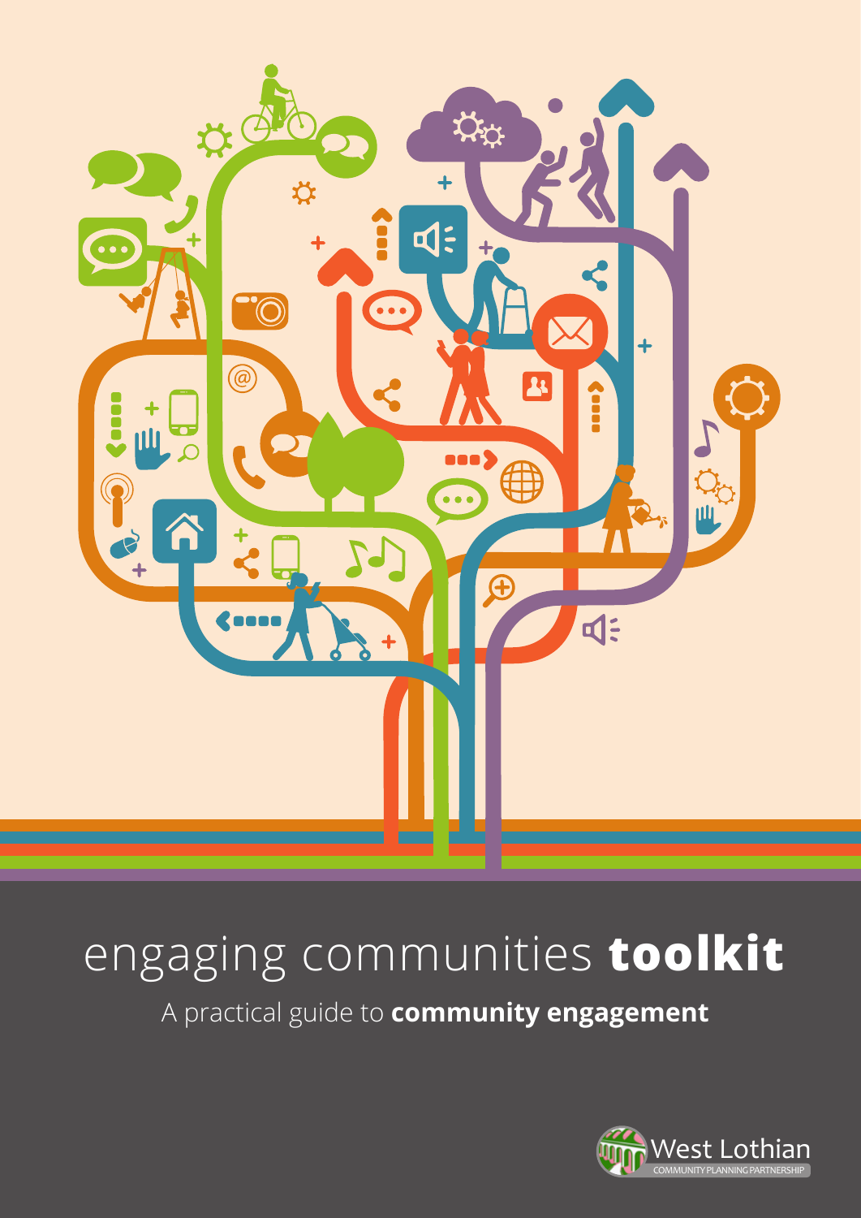# engaging communities **toolkit**

A practical guide to **community engagement**

West Lothian
COMMUNITY PLANNING PARTNERSHIP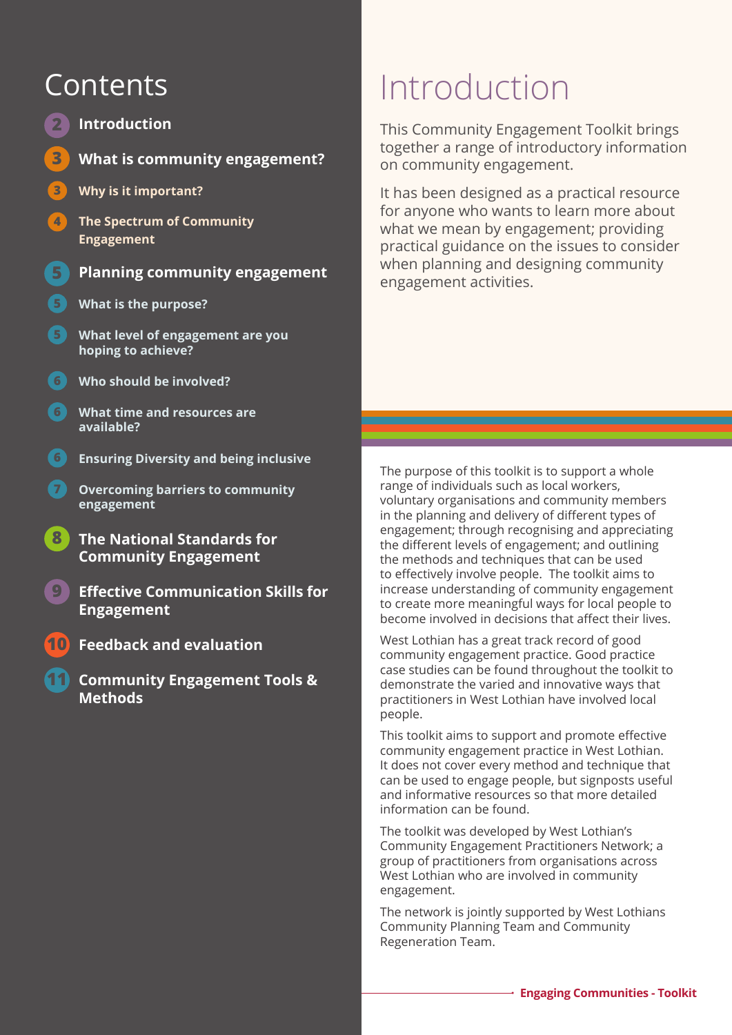# Contents

- 2 **Introduction**
- 3 **What is community engagement?**
  - 3 Why is it important?
  - 4 The Spectrum of Community Engagement
- 5 **Planning community engagement**
  - 5 What is the purpose?
  - 5 What level of engagement are you hoping to achieve?
  - 6 Who should be involved?
  - 6 What time and resources are available?
  - 6 Ensuring Diversity and being inclusive
  - 7 Overcoming barriers to community engagement
- 8 **The National Standards for Community Engagement**
- 9 **Effective Communication Skills for Engagement**
- 10 **Feedback and evaluation**
- 11 **Community Engagement Tools & Methods**

# Introduction

This Community Engagement Toolkit brings together a range of introductory information on community engagement.

It has been designed as a practical resource for anyone who wants to learn more about what we mean by engagement; providing practical guidance on the issues to consider when planning and designing community engagement activities.

The purpose of this toolkit is to support a whole range of individuals such as local workers, voluntary organisations and community members in the planning and delivery of different types of engagement; through recognising and appreciating the different levels of engagement; and outlining the methods and techniques that can be used to effectively involve people. The toolkit aims to increase understanding of community engagement to create more meaningful ways for local people to become involved in decisions that affect their lives.

West Lothian has a great track record of good community engagement practice. Good practice case studies can be found throughout the toolkit to demonstrate the varied and innovative ways that practitioners in West Lothian have involved local people.

This toolkit aims to support and promote effective community engagement practice in West Lothian. It does not cover every method and technique that can be used to engage people, but signposts useful and informative resources so that more detailed information can be found.

The toolkit was developed by West Lothian's Community Engagement Practitioners Network; a group of practitioners from organisations across West Lothian who are involved in community engagement.

The network is jointly supported by West Lothians Community Planning Team and Community Regeneration Team.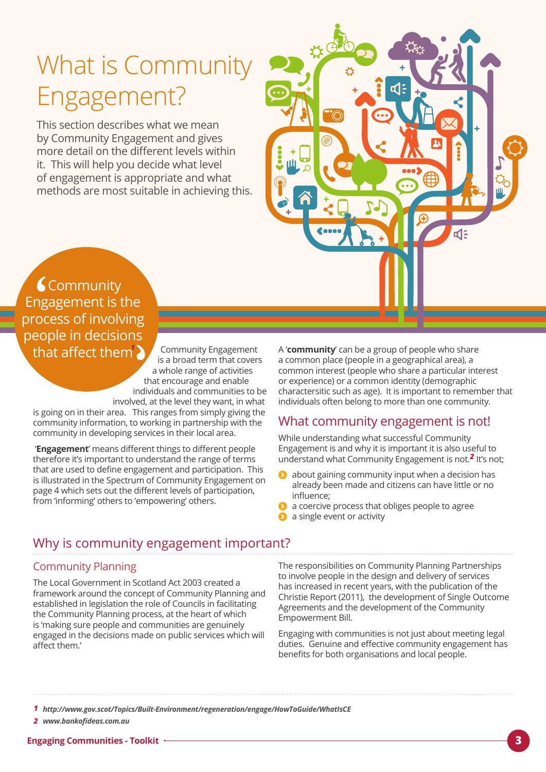# What is Community Engagement?

This section describes what we mean by Community Engagement and gives more detail on the different levels within it. This will help you decide what level of engagement is appropriate and what methods are most suitable in achieving this.

> "Community Engagement is the process of involving people in decisions that affect them[1]"

Community Engagement is a broad term that covers a whole range of activities that encourage and enable individuals and communities to be involved, at the level they want, in what is going on in their area. This ranges from simply giving the community information, to working in partnership with the community in developing services in their local area.

'**Engagement**' means different things to different people therefore it's important to understand the range of terms that are used to define engagement and participation. This is illustrated in the Spectrum of Community Engagement on page 4 which sets out the different levels of participation, from 'informing' others to 'empowering' others.

A '**community**' can be a group of people who share a common place (people in a geographical area), a common interest (people who share a particular interest or experience) or a common identity (demographic charactersitic such as age). It is important to remember that individuals often belong to more than one community.

## What community engagement is not!

While understanding what successful Community Engagement is and why it is important it is also useful to understand what Community Engagement is not.[2] It's not;

- about gaining community input when a decision has already been made and citizens can have little or no influence;
- a coercive process that obliges people to agree
- a single event or activity

## Why is community engagement important?

### Community Planning

The Local Government in Scotland Act 2003 created a framework around the concept of Community Planning and established in legislation the role of Councils in facilitating the Community Planning process, at the heart of which is 'making sure people and communities are genuinely engaged in the decisions made on public services which will affect them.'

The responsibilities on Community Planning Partnerships to involve people in the design and delivery of services has increased in recent years, with the publication of the Christie Report (2011), the development of Single Outcome Agreements and the development of the Community Empowerment Bill.

Engaging with communities is not just about meeting legal duties. Genuine and effective community engagement has benefits for both organisations and local people.

---

1 *http://www.gov.scot/Topics/Built-Environment/regeneration/engage/HowToGuide/WhatIsCE*

2 *www.bankofideas.com.au*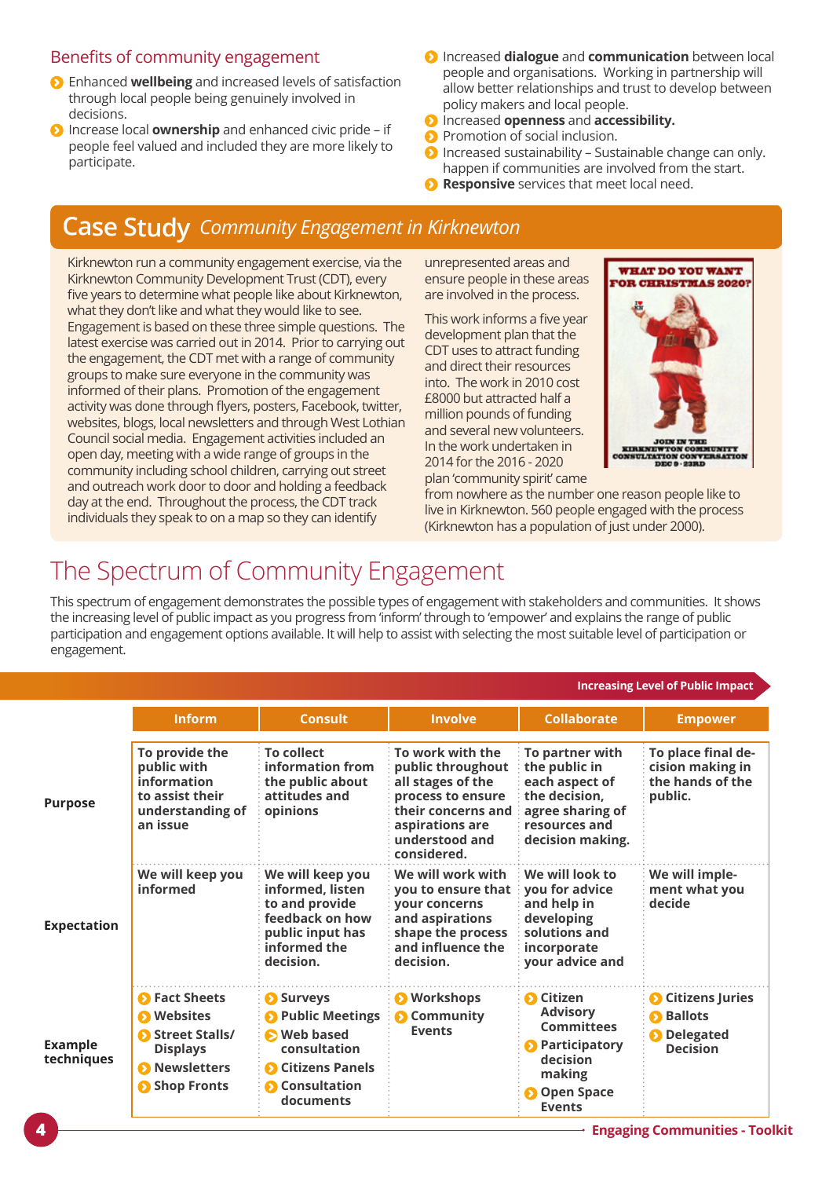## Benefits of community engagement

- Enhanced **wellbeing** and increased levels of satisfaction through local people being genuinely involved in decisions.
- Increase local **ownership** and enhanced civic pride – if people feel valued and included they are more likely to participate.
- Increased **dialogue** and **communication** between local people and organisations. Working in partnership will allow better relationships and trust to develop between policy makers and local people.
- Increased **openness** and **accessibility.**
- Promotion of social inclusion.
- Increased sustainability – Sustainable change can only. happen if communities are involved from the start.
- **Responsive** services that meet local need.

## Case Study *Community Engagement in Kirknewton*

Kirknewton run a community engagement exercise, via the Kirknewton Community Development Trust (CDT), every five years to determine what people like about Kirknewton, what they don't like and what they would like to see. Engagement is based on these three simple questions. The latest exercise was carried out in 2014. Prior to carrying out the engagement, the CDT met with a range of community groups to make sure everyone in the community was informed of their plans. Promotion of the engagement activity was done through flyers, posters, Facebook, twitter, websites, blogs, local newsletters and through West Lothian Council social media. Engagement activities included an open day, meeting with a wide range of groups in the community including school children, carrying out street and outreach work door to door and holding a feedback day at the end. Throughout the process, the CDT track individuals they speak to on a map so they can identify unrepresented areas and ensure people in these areas are involved in the process.

This work informs a five year development plan that the CDT uses to attract funding and direct their resources into. The work in 2010 cost £8000 but attracted half a million pounds of funding and several new volunteers. In the work undertaken in 2014 for the 2016 - 2020 plan 'community spirit' came from nowhere as the number one reason people like to live in Kirknewton. 560 people engaged with the process (Kirknewton has a population of just under 2000).

WHAT DO YOU WANT FOR CHRISTMAS 2020?

JOIN IN THE KIRKNEWTON COMMUNITY CONSULTATION CONVERSATION DEC 9 - 23RD

# The Spectrum of Community Engagement

This spectrum of engagement demonstrates the possible types of engagement with stakeholders and communities. It shows the increasing level of public impact as you progress from 'inform' through to 'empower' and explains the range of public participation and engagement options available. It will help to assist with selecting the most suitable level of participation or engagement.

Increasing Level of Public Impact →

| | Inform | Consult | Involve | Collaborate | Empower |
|---|---|---|---|---|---|
| **Purpose** | To provide the public with information to assist their understanding of an issue | To collect information from the public about attitudes and opinions | To work with the public throughout all stages of the process to ensure their concerns and aspirations are understood and considered. | To partner with the public in each aspect of the decision, agree sharing of resources and decision making. | To place final decision making in the hands of the public. |
| **Expectation** | We will keep you informed | We will keep you informed, listen to and provide feedback on how public input has informed the decision. | We will work with you to ensure that your concerns and aspirations shape the process and influence the decision. | We will look to you for advice and help in developing solutions and incorporate your advice and | We will implement what you decide |
| **Example techniques** | Fact Sheets; Websites; Street Stalls/ Displays; Newsletters; Shop Fronts | Surveys; Public Meetings; Web based consultation; Citizens Panels; Consultation documents | Workshops; Community Events | Citizen Advisory Committees; Participatory decision making; Open Space Events | Citizens Juries; Ballots; Delegated Decision |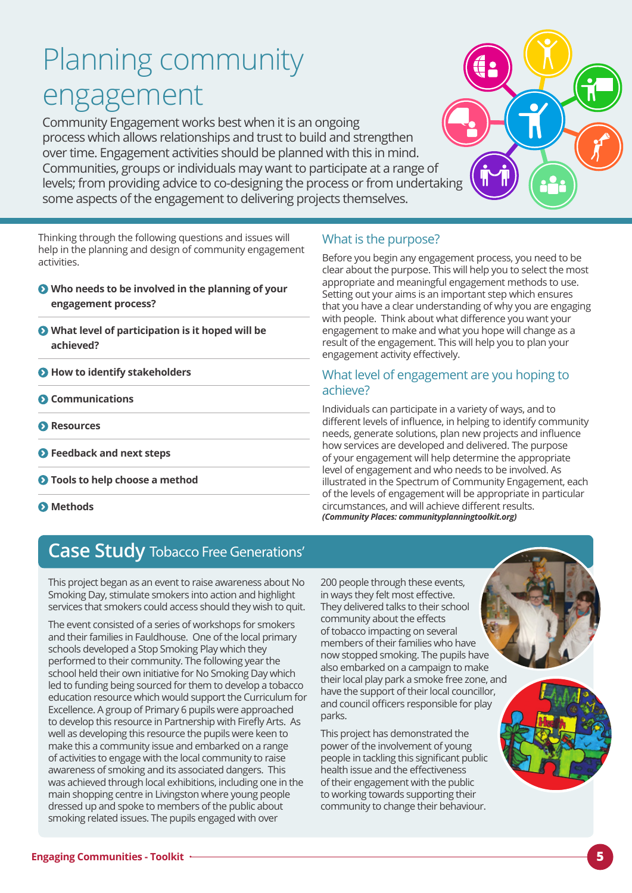# Planning community engagement

Community Engagement works best when it is an ongoing process which allows relationships and trust to build and strengthen over time. Engagement activities should be planned with this in mind. Communities, groups or individuals may want to participate at a range of levels; from providing advice to co-designing the process or from undertaking some aspects of the engagement to delivering projects themselves.

Thinking through the following questions and issues will help in the planning and design of community engagement activities.

- **Who needs to be involved in the planning of your engagement process?**
- **What level of participation is it hoped will be achieved?**
- **How to identify stakeholders**
- **Communications**
- **Resources**
- **Feedback and next steps**
- **Tools to help choose a method**
- **Methods**

## What is the purpose?

Before you begin any engagement process, you need to be clear about the purpose. This will help you to select the most appropriate and meaningful engagement methods to use. Setting out your aims is an important step which ensures that you have a clear understanding of why you are engaging with people. Think about what difference you want your engagement to make and what you hope will change as a result of the engagement. This will help you to plan your engagement activity effectively.

## What level of engagement are you hoping to achieve?

Individuals can participate in a variety of ways, and to different levels of influence, in helping to identify community needs, generate solutions, plan new projects and influence how services are developed and delivered. The purpose of your engagement will help determine the appropriate level of engagement and who needs to be involved. As illustrated in the Spectrum of Community Engagement, each of the levels of engagement will be appropriate in particular circumstances, and will achieve different results.
***(Community Places: communityplanningtoolkit.org)***

## Case Study Tobacco Free Generations'

This project began as an event to raise awareness about No Smoking Day, stimulate smokers into action and highlight services that smokers could access should they wish to quit.

The event consisted of a series of workshops for smokers and their families in Fauldhouse. One of the local primary schools developed a Stop Smoking Play which they performed to their community. The following year the school held their own initiative for No Smoking Day which led to funding being sourced for them to develop a tobacco education resource which would support the Curriculum for Excellence. A group of Primary 6 pupils were approached to develop this resource in Partnership with Firefly Arts. As well as developing this resource the pupils were keen to make this a community issue and embarked on a range of activities to engage with the local community to raise awareness of smoking and its associated dangers. This was achieved through local exhibitions, including one in the main shopping centre in Livingston where young people dressed up and spoke to members of the public about smoking related issues. The pupils engaged with over 200 people through these events, in ways they felt most effective. They delivered talks to their school community about the effects of tobacco impacting on several members of their families who have now stopped smoking. The pupils have also embarked on a campaign to make their local play park a smoke free zone, and have the support of their local councillor, and council officers responsible for play parks.

This project has demonstrated the power of the involvement of young people in tackling this significant public health issue and the effectiveness of their engagement with the public to working towards supporting their community to change their behaviour.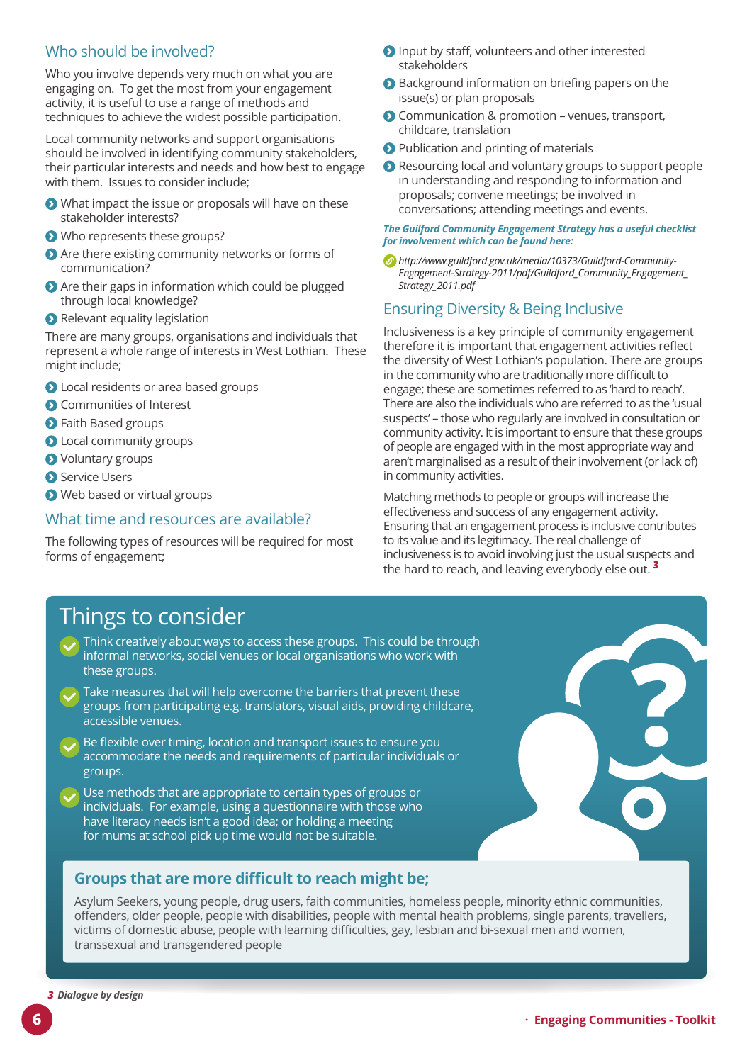## Who should be involved?

Who you involve depends very much on what you are engaging on. To get the most from your engagement activity, it is useful to use a range of methods and techniques to achieve the widest possible participation.

Local community networks and support organisations should be involved in identifying community stakeholders, their particular interests and needs and how best to engage with them. Issues to consider include;

- What impact the issue or proposals will have on these stakeholder interests?
- Who represents these groups?
- Are there existing community networks or forms of communication?
- Are their gaps in information which could be plugged through local knowledge?
- Relevant equality legislation

There are many groups, organisations and individuals that represent a whole range of interests in West Lothian. These might include;

- Local residents or area based groups
- Communities of Interest
- Faith Based groups
- Local community groups
- Voluntary groups
- Service Users
- Web based or virtual groups

## What time and resources are available?

The following types of resources will be required for most forms of engagement;

- Input by staff, volunteers and other interested stakeholders
- Background information on briefing papers on the issue(s) or plan proposals
- Communication & promotion – venues, transport, childcare, translation
- Publication and printing of materials
- Resourcing local and voluntary groups to support people in understanding and responding to information and proposals; convene meetings; be involved in conversations; attending meetings and events.

***The Guilford Community Engagement Strategy has a useful checklist for involvement which can be found here:***

*http://www.guildford.gov.uk/media/10373/Guildford-Community-Engagement-Strategy-2011/pdf/Guildford_Community_Engagement_Strategy_2011.pdf*

## Ensuring Diversity & Being Inclusive

Inclusiveness is a key principle of community engagement therefore it is important that engagement activities reflect the diversity of West Lothian's population. There are groups in the community who are traditionally more difficult to engage; these are sometimes referred to as 'hard to reach'. There are also the individuals who are referred to as the 'usual suspects' – those who regularly are involved in consultation or community activity. It is important to ensure that these groups of people are engaged with in the most appropriate way and aren't marginalised as a result of their involvement (or lack of) in community activities.

Matching methods to people or groups will increase the effectiveness and success of any engagement activity. Ensuring that an engagement process is inclusive contributes to its value and its legitimacy. The real challenge of inclusiveness is to avoid involving just the usual suspects and the hard to reach, and leaving everybody else out. [3]

## Things to consider

- Think creatively about ways to access these groups. This could be through informal networks, social venues or local organisations who work with these groups.
- Take measures that will help overcome the barriers that prevent these groups from participating e.g. translators, visual aids, providing childcare, accessible venues.
- Be flexible over timing, location and transport issues to ensure you accommodate the needs and requirements of particular individuals or groups.
- Use methods that are appropriate to certain types of groups or individuals. For example, using a questionnaire with those who have literacy needs isn't a good idea; or holding a meeting for mums at school pick up time would not be suitable.

### Groups that are more difficult to reach might be;

Asylum Seekers, young people, drug users, faith communities, homeless people, minority ethnic communities, offenders, older people, people with disabilities, people with mental health problems, single parents, travellers, victims of domestic abuse, people with learning difficulties, gay, lesbian and bi-sexual men and women, transsexual and transgendered people

***3** Dialogue by design*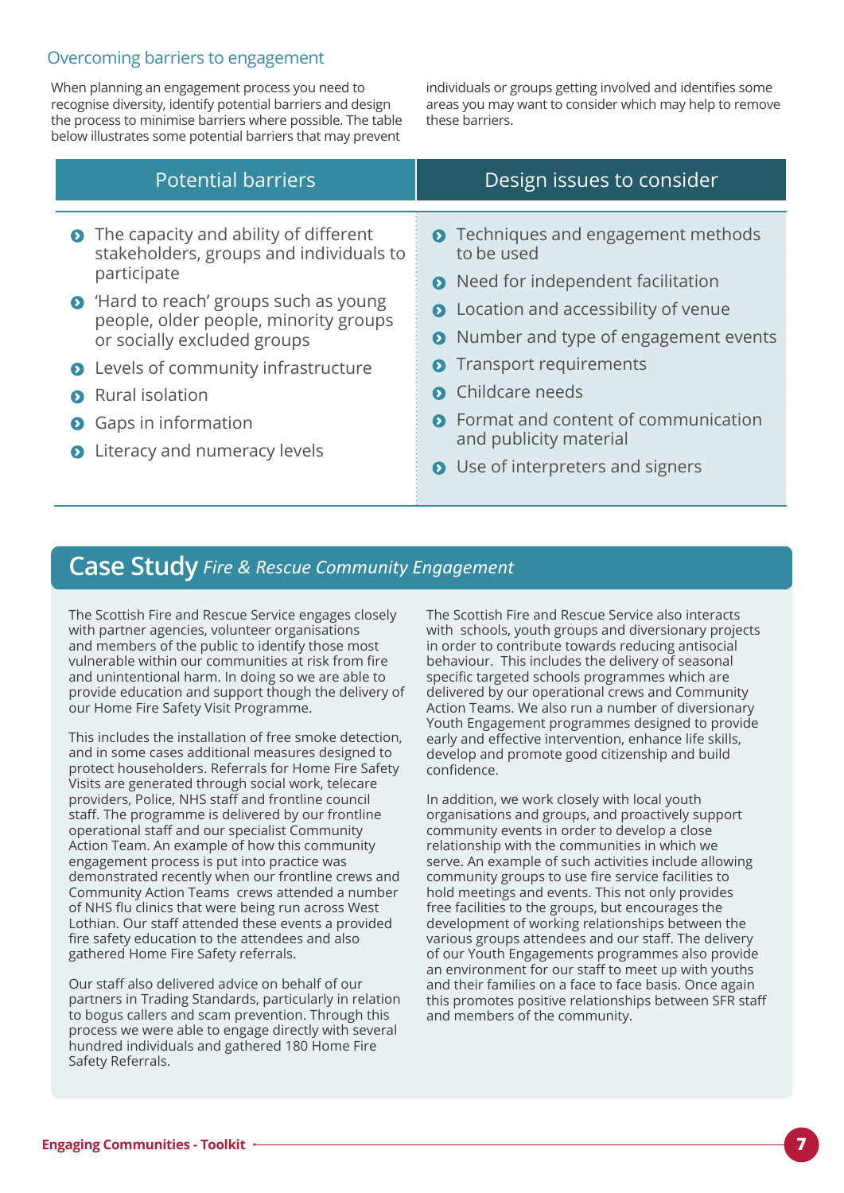## Overcoming barriers to engagement

When planning an engagement process you need to recognise diversity, identify potential barriers and design the process to minimise barriers where possible. The table below illustrates some potential barriers that may prevent individuals or groups getting involved and identifies some areas you may want to consider which may help to remove these barriers.

| Potential barriers | Design issues to consider |
|---|---|
| • The capacity and ability of different stakeholders, groups and individuals to participate<br>• 'Hard to reach' groups such as young people, older people, minority groups or socially excluded groups<br>• Levels of community infrastructure<br>• Rural isolation<br>• Gaps in information<br>• Literacy and numeracy levels | • Techniques and engagement methods to be used<br>• Need for independent facilitation<br>• Location and accessibility of venue<br>• Number and type of engagement events<br>• Transport requirements<br>• Childcare needs<br>• Format and content of communication and publicity material<br>• Use of interpreters and signers |

## Case Study *Fire & Rescue Community Engagement*

The Scottish Fire and Rescue Service engages closely with partner agencies, volunteer organisations and members of the public to identify those most vulnerable within our communities at risk from fire and unintentional harm. In doing so we are able to provide education and support though the delivery of our Home Fire Safety Visit Programme.

This includes the installation of free smoke detection, and in some cases additional measures designed to protect householders. Referrals for Home Fire Safety Visits are generated through social work, telecare providers, Police, NHS staff and frontline council staff. The programme is delivered by our frontline operational staff and our specialist Community Action Team. An example of how this community engagement process is put into practice was demonstrated recently when our frontline crews and Community Action Teams crews attended a number of NHS flu clinics that were being run across West Lothian. Our staff attended these events a provided fire safety education to the attendees and also gathered Home Fire Safety referrals.

Our staff also delivered advice on behalf of our partners in Trading Standards, particularly in relation to bogus callers and scam prevention. Through this process we were able to engage directly with several hundred individuals and gathered 180 Home Fire Safety Referrals.

The Scottish Fire and Rescue Service also interacts with schools, youth groups and diversionary projects in order to contribute towards reducing antisocial behaviour. This includes the delivery of seasonal specific targeted schools programmes which are delivered by our operational crews and Community Action Teams. We also run a number of diversionary Youth Engagement programmes designed to provide early and effective intervention, enhance life skills, develop and promote good citizenship and build confidence.

In addition, we work closely with local youth organisations and groups, and proactively support community events in order to develop a close relationship with the communities in which we serve. An example of such activities include allowing community groups to use fire service facilities to hold meetings and events. This not only provides free facilities to the groups, but encourages the development of working relationships between the various groups attendees and our staff. The delivery of our Youth Engagements programmes also provide an environment for our staff to meet up with youths and their families on a face to face basis. Once again this promotes positive relationships between SFR staff and members of the community.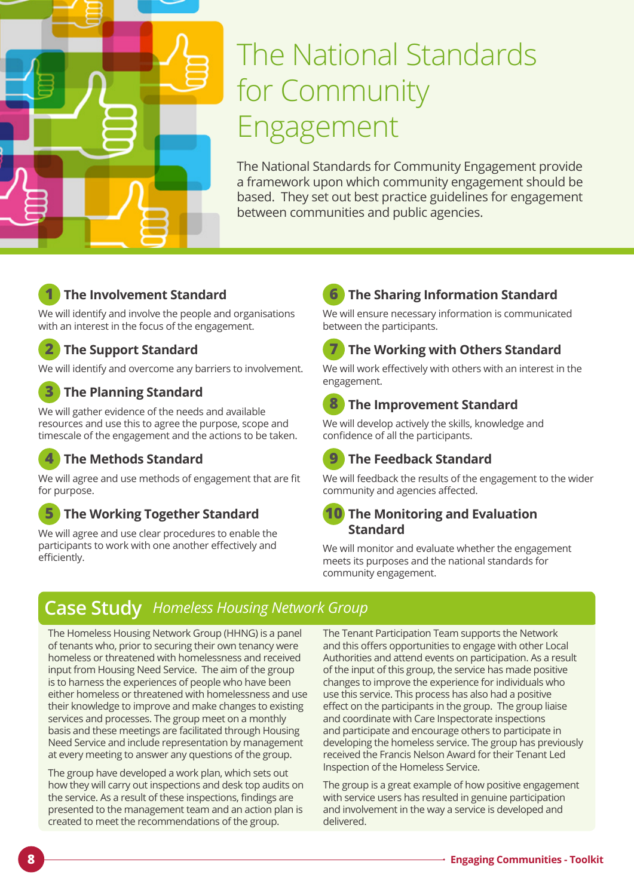# The National Standards for Community Engagement

The National Standards for Community Engagement provide a framework upon which community engagement should be based. They set out best practice guidelines for engagement between communities and public agencies.

## 1 The Involvement Standard

We will identify and involve the people and organisations with an interest in the focus of the engagement.

## 2 The Support Standard

We will identify and overcome any barriers to involvement.

## 3 The Planning Standard

We will gather evidence of the needs and available resources and use this to agree the purpose, scope and timescale of the engagement and the actions to be taken.

## 4 The Methods Standard

We will agree and use methods of engagement that are fit for purpose.

## 5 The Working Together Standard

We will agree and use clear procedures to enable the participants to work with one another effectively and efficiently.

## 6 The Sharing Information Standard

We will ensure necessary information is communicated between the participants.

## 7 The Working with Others Standard

We will work effectively with others with an interest in the engagement.

## 8 The Improvement Standard

We will develop actively the skills, knowledge and confidence of all the participants.

## 9 The Feedback Standard

We will feedback the results of the engagement to the wider community and agencies affected.

## 10 The Monitoring and Evaluation Standard

We will monitor and evaluate whether the engagement meets its purposes and the national standards for community engagement.

## Case Study *Homeless Housing Network Group*

The Homeless Housing Network Group (HHNG) is a panel of tenants who, prior to securing their own tenancy were homeless or threatened with homelessness and received input from Housing Need Service. The aim of the group is to harness the experiences of people who have been either homeless or threatened with homelessness and use their knowledge to improve and make changes to existing services and processes. The group meet on a monthly basis and these meetings are facilitated through Housing Need Service and include representation by management at every meeting to answer any questions of the group.

The group have developed a work plan, which sets out how they will carry out inspections and desk top audits on the service. As a result of these inspections, findings are presented to the management team and an action plan is created to meet the recommendations of the group.

The Tenant Participation Team supports the Network and this offers opportunities to engage with other Local Authorities and attend events on participation. As a result of the input of this group, the service has made positive changes to improve the experience for individuals who use this service. This process has also had a positive effect on the participants in the group. The group liaise and coordinate with Care Inspectorate inspections and participate and encourage others to participate in developing the homeless service. The group has previously received the Francis Nelson Award for their Tenant Led Inspection of the Homeless Service.

The group is a great example of how positive engagement with service users has resulted in genuine participation and involvement in the way a service is developed and delivered.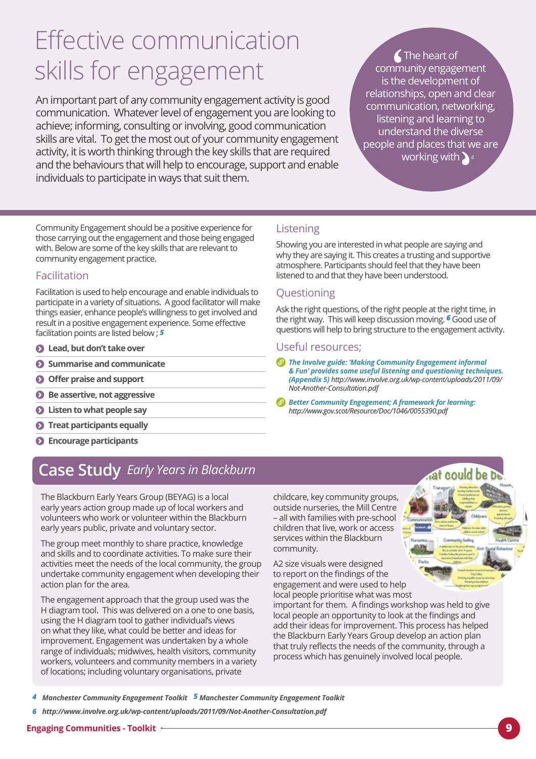# Effective communication skills for engagement

An important part of any community engagement activity is good communication. Whatever level of engagement you are looking to achieve; informing, consulting or involving, good communication skills are vital. To get the most out of your community engagement activity, it is worth thinking through the key skills that are required and the behaviours that will help to encourage, support and enable individuals to participate in ways that suit them.

> The heart of community engagement is the development of relationships, open and clear communication, networking, listening and learning to understand the diverse people and places that we are working with [4]

Community Engagement should be a positive experience for those carrying out the engagement and those being engaged with. Below are some of the key skills that are relevant to community engagement practice.

## Facilitation

Facilitation is used to help encourage and enable individuals to participate in a variety of situations. A good facilitator will make things easier, enhance people's willingness to get involved and result in a positive engagement experience. Some effective facilitation points are listed below ; [5]

- **Lead, but don't take over**
- **Summarise and communicate**
- **Offer praise and support**
- **Be assertive, not aggressive**
- **Listen to what people say**
- **Treat participants equally**
- **Encourage participants**

## Listening

Showing you are interested in what people are saying and why they are saying it. This creates a trusting and supportive atmosphere. Participants should feel that they have been listened to and that they have been understood.

## Questioning

Ask the right questions, of the right people at the right time, in the right way. This will keep discussion moving. [6] Good use of questions will help to bring structure to the engagement activity.

## Useful resources;

- ***The Involve guide: 'Making Community Engagement informal & Fun' provides some useful listening and questioning techniques. (Appendix 5)*** *http://www.involve.org.uk/wp-content/uploads/2011/09/Not-Another-Consultation.pdf*
- ***Better Community Engagement; A framework for learning:*** *http://www.gov.scot/Resource/Doc/1046/0055390.pdf*

## Case Study *Early Years in Blackburn*

The Blackburn Early Years Group (BEYAG) is a local early years action group made up of local workers and volunteers who work or volunteer within the Blackburn early years public, private and voluntary sector.

The group meet monthly to share practice, knowledge and skills and to coordinate activities. To make sure their activities meet the needs of the local community, the group undertake community engagement when developing their action plan for the area.

The engagement approach that the group used was the H diagram tool. This was delivered on a one to one basis, using the H diagram tool to gather individual's views on what they like, what could be better and ideas for improvement. Engagement was undertaken by a whole range of individuals; midwives, health visitors, community workers, volunteers and community members in a variety of locations; including voluntary organisations, private childcare, key community groups, outside nurseries, the Mill Centre – all with families with pre-school children that live, work or access services within the Blackburn community.

A2 size visuals were designed to report on the findings of the engagement and were used to help local people prioritise what was most important for them. A findings workshop was held to give local people an opportunity to look at the findings and add their ideas for improvement. This process has helped the Blackburn Early Years Group develop an action plan that truly reflects the needs of the community, through a process which has genuinely involved local people.

---

[4] *Manchester Community Engagement Toolkit* [5] *Manchester Community Engagement Toolkit*

[6] *http://www.involve.org.uk/wp-content/uploads/2011/09/Not-Another-Consultation.pdf*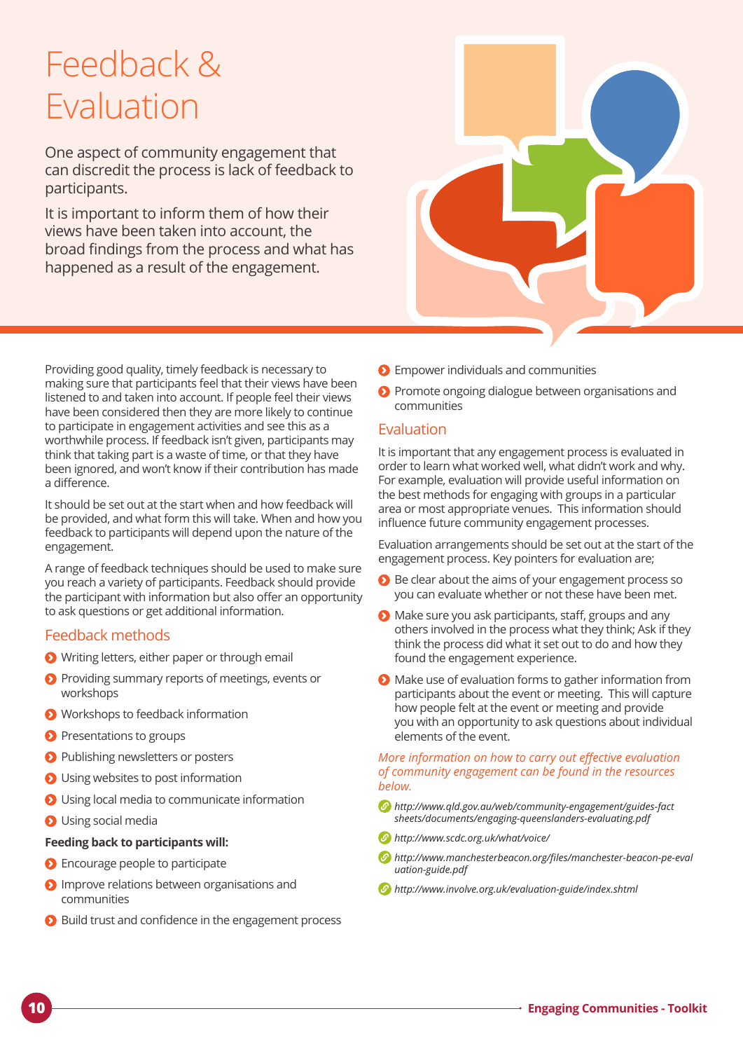# Feedback & Evaluation

One aspect of community engagement that can discredit the process is lack of feedback to participants.

It is important to inform them of how their views have been taken into account, the broad findings from the process and what has happened as a result of the engagement.

Providing good quality, timely feedback is necessary to making sure that participants feel that their views have been listened to and taken into account. If people feel their views have been considered then they are more likely to continue to participate in engagement activities and see this as a worthwhile process. If feedback isn't given, participants may think that taking part is a waste of time, or that they have been ignored, and won't know if their contribution has made a difference.

It should be set out at the start when and how feedback will be provided, and what form this will take. When and how you feedback to participants will depend upon the nature of the engagement.

A range of feedback techniques should be used to make sure you reach a variety of participants. Feedback should provide the participant with information but also offer an opportunity to ask questions or get additional information.

## Feedback methods

- Writing letters, either paper or through email
- Providing summary reports of meetings, events or workshops
- Workshops to feedback information
- Presentations to groups
- Publishing newsletters or posters
- Using websites to post information
- Using local media to communicate information
- Using social media

**Feeding back to participants will:**

- Encourage people to participate
- Improve relations between organisations and communities
- Build trust and confidence in the engagement process
- Empower individuals and communities
- Promote ongoing dialogue between organisations and communities

## Evaluation

It is important that any engagement process is evaluated in order to learn what worked well, what didn't work and why. For example, evaluation will provide useful information on the best methods for engaging with groups in a particular area or most appropriate venues. This information should influence future community engagement processes.

Evaluation arrangements should be set out at the start of the engagement process. Key pointers for evaluation are;

- Be clear about the aims of your engagement process so you can evaluate whether or not these have been met.
- Make sure you ask participants, staff, groups and any others involved in the process what they think; Ask if they think the process did what it set out to do and how they found the engagement experience.
- Make use of evaluation forms to gather information from participants about the event or meeting. This will capture how people felt at the event or meeting and provide you with an opportunity to ask questions about individual elements of the event.

*More information on how to carry out effective evaluation of community engagement can be found in the resources below.*

- *http://www.qld.gov.au/web/community-engagement/guides-factsheets/documents/engaging-queenslanders-evaluating.pdf*
- *http://www.scdc.org.uk/what/voice/*
- *http://www.manchesterbeacon.org/files/manchester-beacon-pe-evaluation-guide.pdf*
- *http://www.involve.org.uk/evaluation-guide/index.shtml*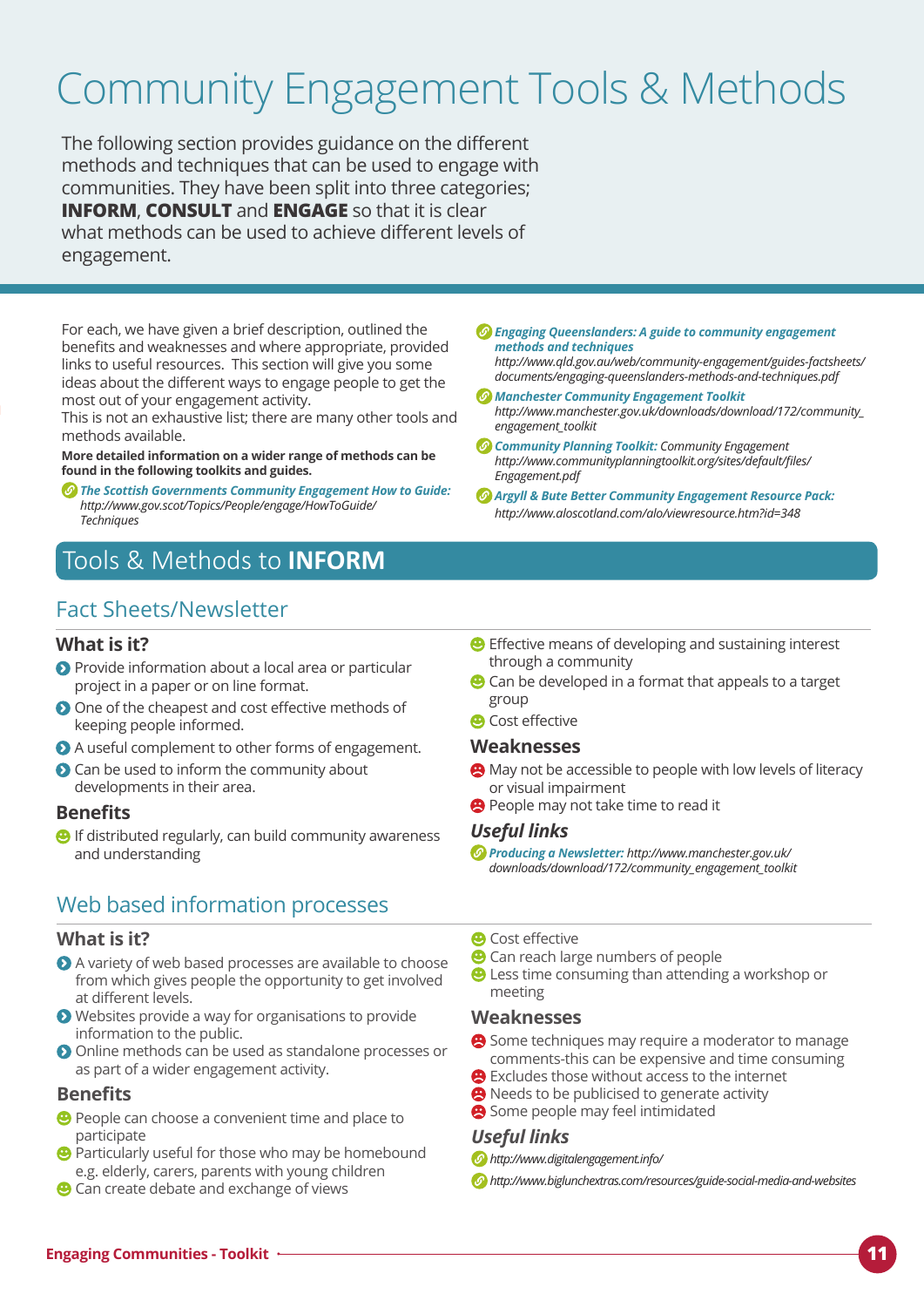# Community Engagement Tools & Methods

The following section provides guidance on the different methods and techniques that can be used to engage with communities. They have been split into three categories; **INFORM**, **CONSULT** and **ENGAGE** so that it is clear what methods can be used to achieve different levels of engagement.

For each, we have given a brief description, outlined the benefits and weaknesses and where appropriate, provided links to useful resources. This section will give you some ideas about the different ways to engage people to get the most out of your engagement activity.
This is not an exhaustive list; there are many other tools and methods available.

**More detailed information on a wider range of methods can be found in the following toolkits and guides.**

- ***The Scottish Governments Community Engagement How to Guide:*** *http://www.gov.scot/Topics/People/engage/HowToGuide/Techniques*
- ***Engaging Queenslanders: A guide to community engagement methods and techniques*** *http://www.qld.gov.au/web/community-engagement/guides-factsheets/documents/engaging-queenslanders-methods-and-techniques.pdf*
- ***Manchester Community Engagement Toolkit*** *http://www.manchester.gov.uk/downloads/download/172/community_engagement_toolkit*
- ***Community Planning Toolkit:*** *Community Engagement http://www.communityplanningtoolkit.org/sites/default/files/Engagement.pdf*
- ***Argyll & Bute Better Community Engagement Resource Pack:*** *http://www.aloscotland.com/alo/viewresource.htm?id=348*

## Tools & Methods to **INFORM**

### Fact Sheets/Newsletter

#### What is it?

- Provide information about a local area or particular project in a paper or on line format.
- One of the cheapest and cost effective methods of keeping people informed.
- A useful complement to other forms of engagement.
- Can be used to inform the community about developments in their area.

#### Benefits

- If distributed regularly, can build community awareness and understanding
- Effective means of developing and sustaining interest through a community
- Can be developed in a format that appeals to a target group
- Cost effective

#### Weaknesses

- May not be accessible to people with low levels of literacy or visual impairment
- People may not take time to read it

#### *Useful links*

- ***Producing a Newsletter:*** *http://www.manchester.gov.uk/downloads/download/172/community_engagement_toolkit*

### Web based information processes

#### What is it?

- A variety of web based processes are available to choose from which gives people the opportunity to get involved at different levels.
- Websites provide a way for organisations to provide information to the public.
- Online methods can be used as standalone processes or as part of a wider engagement activity.

#### Benefits

- People can choose a convenient time and place to participate
- Particularly useful for those who may be homebound e.g. elderly, carers, parents with young children
- Can create debate and exchange of views
- Cost effective
- Can reach large numbers of people
- Less time consuming than attending a workshop or meeting

#### Weaknesses

- Some techniques may require a moderator to manage comments-this can be expensive and time consuming
- Excludes those without access to the internet
- Needs to be publicised to generate activity
- Some people may feel intimidated

#### *Useful links*

- *http://www.digitalengagement.info/*
- *http://www.biglunchextras.com/resources/guide-social-media-and-websites*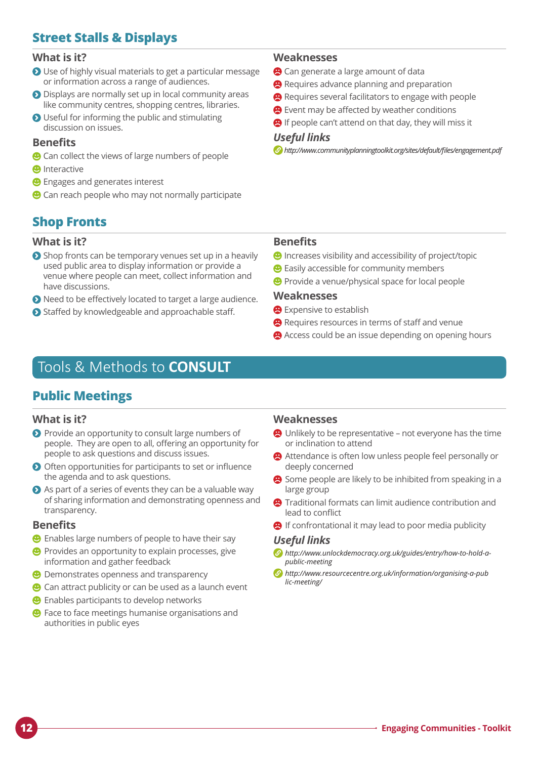## Street Stalls & Displays

### What is it?

- Use of highly visual materials to get a particular message or information across a range of audiences.
- Displays are normally set up in local community areas like community centres, shopping centres, libraries.
- Useful for informing the public and stimulating discussion on issues.

### Benefits

- Can collect the views of large numbers of people
- Interactive
- Engages and generates interest
- Can reach people who may not normally participate

### Weaknesses

- Can generate a large amount of data
- Requires advance planning and preparation
- Requires several facilitators to engage with people
- Event may be affected by weather conditions
- If people can't attend on that day, they will miss it

### *Useful links*

- *http://www.communityplanningtoolkit.org/sites/default/files/engagement.pdf*

## Shop Fronts

### What is it?

- Shop fronts can be temporary venues set up in a heavily used public area to display information or provide a venue where people can meet, collect information and have discussions.
- Need to be effectively located to target a large audience.
- Staffed by knowledgeable and approachable staff.

### Benefits

- Increases visibility and accessibility of project/topic
- Easily accessible for community members
- Provide a venue/physical space for local people

### Weaknesses

- Expensive to establish
- Requires resources in terms of staff and venue
- Access could be an issue depending on opening hours

# Tools & Methods to **CONSULT**

## Public Meetings

### What is it?

- Provide an opportunity to consult large numbers of people. They are open to all, offering an opportunity for people to ask questions and discuss issues.
- Often opportunities for participants to set or influence the agenda and to ask questions.
- As part of a series of events they can be a valuable way of sharing information and demonstrating openness and transparency.

### Benefits

- Enables large numbers of people to have their say
- Provides an opportunity to explain processes, give information and gather feedback
- Demonstrates openness and transparency
- Can attract publicity or can be used as a launch event
- Enables participants to develop networks
- Face to face meetings humanise organisations and authorities in public eyes

### Weaknesses

- Unlikely to be representative – not everyone has the time or inclination to attend
- Attendance is often low unless people feel personally or deeply concerned
- Some people are likely to be inhibited from speaking in a large group
- Traditional formats can limit audience contribution and lead to conflict
- If confrontational it may lead to poor media publicity

### *Useful links*

- *http://www.unlockdemocracy.org.uk/guides/entry/how-to-hold-a-public-meeting*
- *http://www.resourcentre.org.uk/information/organising-a-public-meeting/*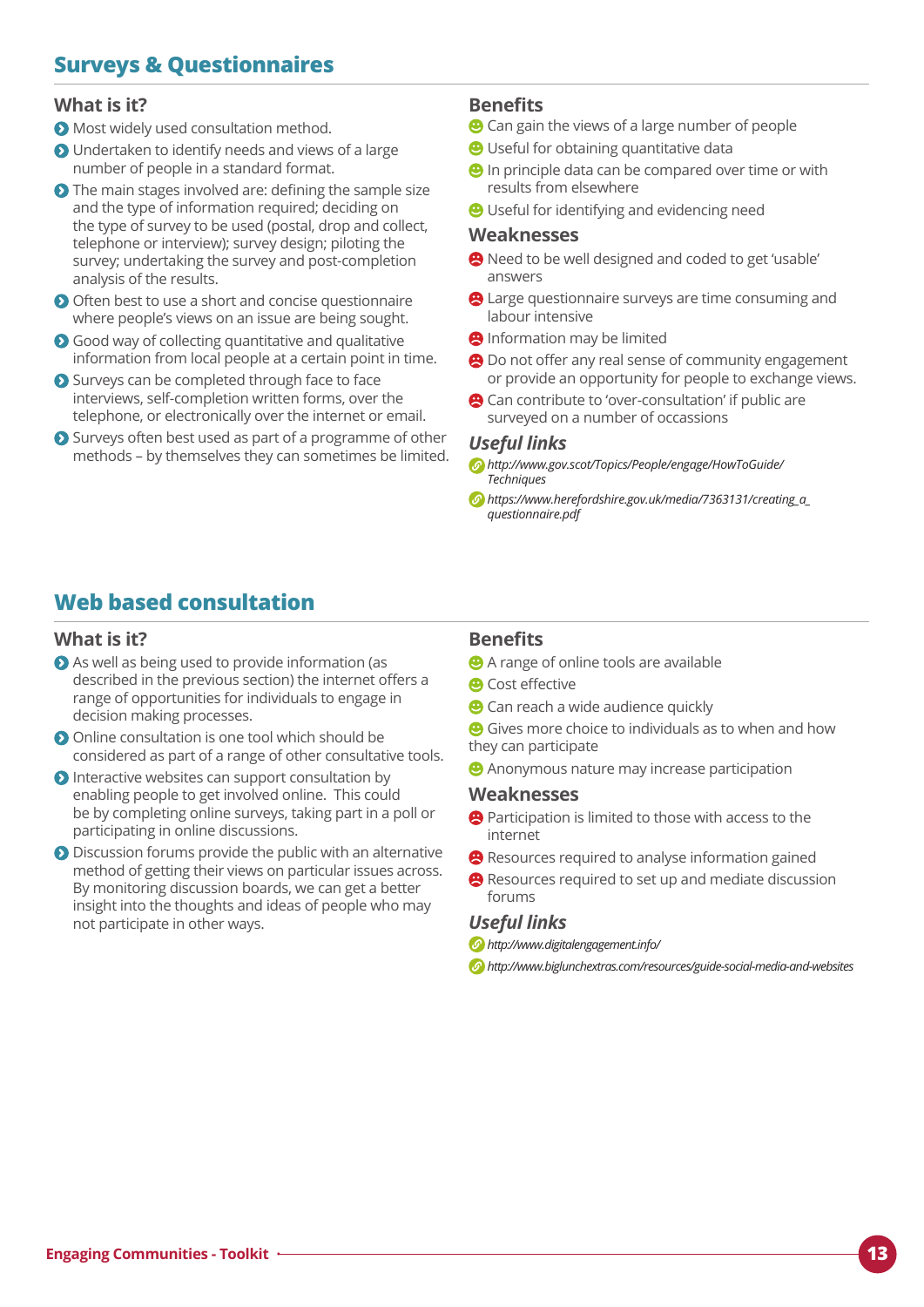## Surveys & Questionnaires

### What is it?

- Most widely used consultation method.
- Undertaken to identify needs and views of a large number of people in a standard format.
- The main stages involved are: defining the sample size and the type of information required; deciding on the type of survey to be used (postal, drop and collect, telephone or interview); survey design; piloting the survey; undertaking the survey and post-completion analysis of the results.
- Often best to use a short and concise questionnaire where people's views on an issue are being sought.
- Good way of collecting quantitative and qualitative information from local people at a certain point in time.
- Surveys can be completed through face to face interviews, self-completion written forms, over the telephone, or electronically over the internet or email.
- Surveys often best used as part of a programme of other methods – by themselves they can sometimes be limited.

### Benefits

- Can gain the views of a large number of people
- Useful for obtaining quantitative data
- In principle data can be compared over time or with results from elsewhere
- Useful for identifying and evidencing need

### Weaknesses

- Need to be well designed and coded to get 'usable' answers
- Large questionnaire surveys are time consuming and labour intensive
- Information may be limited
- Do not offer any real sense of community engagement or provide an opportunity for people to exchange views.
- Can contribute to 'over-consultation' if public are surveyed on a number of occassions

### *Useful links*

- *http://www.gov.scot/Topics/People/engage/HowToGuide/Techniques*
- *https://www.herefordshire.gov.uk/media/7363131/creating_a_questionnaire.pdf*

## Web based consultation

### What is it?

- As well as being used to provide information (as described in the previous section) the internet offers a range of opportunities for individuals to engage in decision making processes.
- Online consultation is one tool which should be considered as part of a range of other consultative tools.
- Interactive websites can support consultation by enabling people to get involved online. This could be by completing online surveys, taking part in a poll or participating in online discussions.
- Discussion forums provide the public with an alternative method of getting their views on particular issues across. By monitoring discussion boards, we can get a better insight into the thoughts and ideas of people who may not participate in other ways.

### Benefits

- A range of online tools are available
- Cost effective
- Can reach a wide audience quickly
- Gives more choice to individuals as to when and how they can participate
- Anonymous nature may increase participation

### Weaknesses

- Participation is limited to those with access to the internet
- Resources required to analyse information gained
- Resources required to set up and mediate discussion forums

### *Useful links*

- *http://www.digitalengagement.info/*
- *http://www.biglunchextras.com/resources/guide-social-media-and-websites*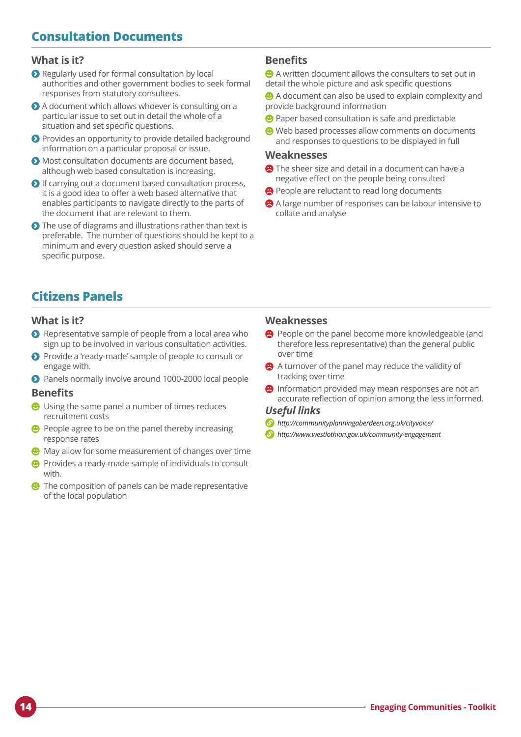## Consultation Documents

### What is it?

- Regularly used for formal consultation by local authorities and other government bodies to seek formal responses from statutory consultees.
- A document which allows whoever is consulting on a particular issue to set out in detail the whole of a situation and set specific questions.
- Provides an opportunity to provide detailed background information on a particular proposal or issue.
- Most consultation documents are document based, although web based consultation is increasing.
- If carrying out a document based consultation process, it is a good idea to offer a web based alternative that enables participants to navigate directly to the parts of the document that are relevant to them.
- The use of diagrams and illustrations rather than text is preferable. The number of questions should be kept to a minimum and every question asked should serve a specific purpose.

### Benefits

- A written document allows the consulters to set out in detail the whole picture and ask specific questions
- A document can also be used to explain complexity and provide background information
- Paper based consultation is safe and predictable
- Web based processes allow comments on documents and responses to questions to be displayed in full

### Weaknesses

- The sheer size and detail in a document can have a negative effect on the people being consulted
- People are reluctant to read long documents
- A large number of responses can be labour intensive to collate and analyse

## Citizens Panels

### What is it?

- Representative sample of people from a local area who sign up to be involved in various consultation activities.
- Provide a 'ready-made' sample of people to consult or engage with.
- Panels normally involve around 1000-2000 local people

### Benefits

- Using the same panel a number of times reduces recruitment costs
- People agree to be on the panel thereby increasing response rates
- May allow for some measurement of changes over time
- Provides a ready-made sample of individuals to consult with.
- The composition of panels can be made representative of the local population

### Weaknesses

- People on the panel become more knowledgeable (and therefore less representative) than the general public over time
- A turnover of the panel may reduce the validity of tracking over time
- Information provided may mean responses are not an accurate reflection of opinion among the less informed.

### *Useful links*

- *http://communityplanningaberdeen.org.uk/cityvoice/*
- *http://www.westlothian.gov.uk/community-engagement*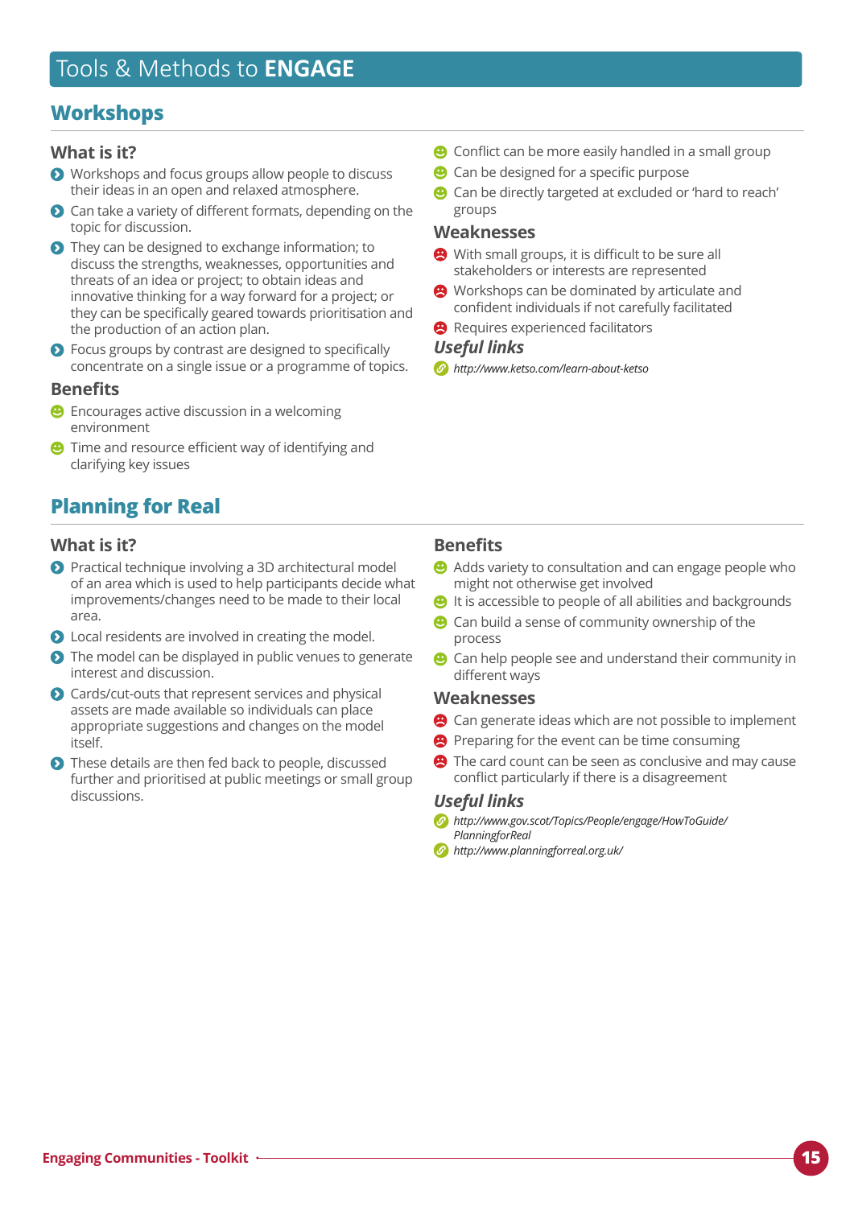# Tools & Methods to **ENGAGE**

## Workshops

### What is it?

- Workshops and focus groups allow people to discuss their ideas in an open and relaxed atmosphere.
- Can take a variety of different formats, depending on the topic for discussion.
- They can be designed to exchange information; to discuss the strengths, weaknesses, opportunities and threats of an idea or project; to obtain ideas and innovative thinking for a way forward for a project; or they can be specifically geared towards prioritisation and the production of an action plan.
- Focus groups by contrast are designed to specifically concentrate on a single issue or a programme of topics.

### Benefits

- Encourages active discussion in a welcoming environment
- Time and resource efficient way of identifying and clarifying key issues
- Conflict can be more easily handled in a small group
- Can be designed for a specific purpose
- Can be directly targeted at excluded or 'hard to reach' groups

### Weaknesses

- With small groups, it is difficult to be sure all stakeholders or interests are represented
- Workshops can be dominated by articulate and confident individuals if not carefully facilitated
- Requires experienced facilitators

### *Useful links*

- *http://www.ketso.com/learn-about-ketso*

## Planning for Real

### What is it?

- Practical technique involving a 3D architectural model of an area which is used to help participants decide what improvements/changes need to be made to their local area.
- Local residents are involved in creating the model.
- The model can be displayed in public venues to generate interest and discussion.
- Cards/cut-outs that represent services and physical assets are made available so individuals can place appropriate suggestions and changes on the model itself.
- These details are then fed back to people, discussed further and prioritised at public meetings or small group discussions.

### Benefits

- Adds variety to consultation and can engage people who might not otherwise get involved
- It is accessible to people of all abilities and backgrounds
- Can build a sense of community ownership of the process
- Can help people see and understand their community in different ways

### Weaknesses

- Can generate ideas which are not possible to implement
- Preparing for the event can be time consuming
- The card count can be seen as conclusive and may cause conflict particularly if there is a disagreement

### *Useful links*

- *http://www.gov.scot/Topics/People/engage/HowToGuide/PlanningforReal*
- *http://www.planningforreal.org.uk/*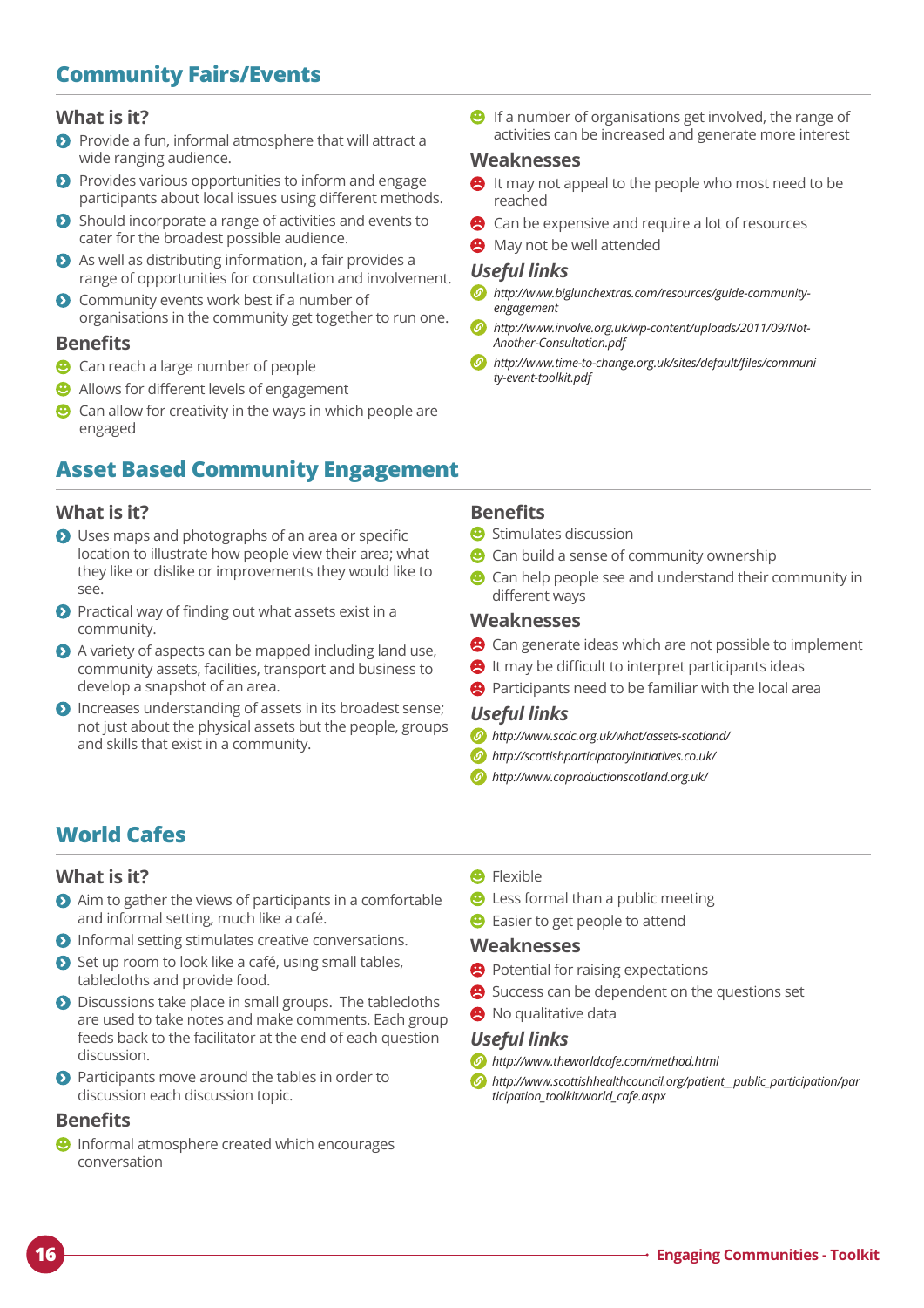## Community Fairs/Events

### What is it?

- Provide a fun, informal atmosphere that will attract a wide ranging audience.
- Provides various opportunities to inform and engage participants about local issues using different methods.
- Should incorporate a range of activities and events to cater for the broadest possible audience.
- As well as distributing information, a fair provides a range of opportunities for consultation and involvement.
- Community events work best if a number of organisations in the community get together to run one.

### Benefits

- Can reach a large number of people
- Allows for different levels of engagement
- Can allow for creativity in the ways in which people are engaged
- If a number of organisations get involved, the range of activities can be increased and generate more interest

### Weaknesses

- It may not appeal to the people who most need to be reached
- Can be expensive and require a lot of resources
- May not be well attended

### *Useful links*

- *http://www.biglunchextras.com/resources/guide-community-engagement*
- *http://www.involve.org.uk/wp-content/uploads/2011/09/Not-Another-Consultation.pdf*
- *http://www.time-to-change.org.uk/sites/default/files/community-event-toolkit.pdf*

## Asset Based Community Engagement

### What is it?

- Uses maps and photographs of an area or specific location to illustrate how people view their area; what they like or dislike or improvements they would like to see.
- Practical way of finding out what assets exist in a community.
- A variety of aspects can be mapped including land use, community assets, facilities, transport and business to develop a snapshot of an area.
- Increases understanding of assets in its broadest sense; not just about the physical assets but the people, groups and skills that exist in a community.

### Benefits

- Stimulates discussion
- Can build a sense of community ownership
- Can help people see and understand their community in different ways

### Weaknesses

- Can generate ideas which are not possible to implement
- It may be difficult to interpret participants ideas
- Participants need to be familiar with the local area

### *Useful links*

- *http://www.scdc.org.uk/what/assets-scotland/*
- *http://scottishparticipatoryinitiatives.co.uk/*
- *http://www.coproductionscotland.org.uk/*

## World Cafes

### What is it?

- Aim to gather the views of participants in a comfortable and informal setting, much like a café.
- Informal setting stimulates creative conversations.
- Set up room to look like a café, using small tables, tablecloths and provide food.
- Discussions take place in small groups. The tablecloths are used to take notes and make comments. Each group feeds back to the facilitator at the end of each question discussion.
- Participants move around the tables in order to discussion each discussion topic.

### Benefits

- Informal atmosphere created which encourages conversation
- Flexible
- Less formal than a public meeting
- Easier to get people to attend

### Weaknesses

- Potential for raising expectations
- Success can be dependent on the questions set
- No qualitative data

### *Useful links*

- *http://www.theworldcafe.com/method.html*
- *http://www.scottishhealthcouncil.org/patient__public_participation/participation_toolkit/world_cafe.aspx*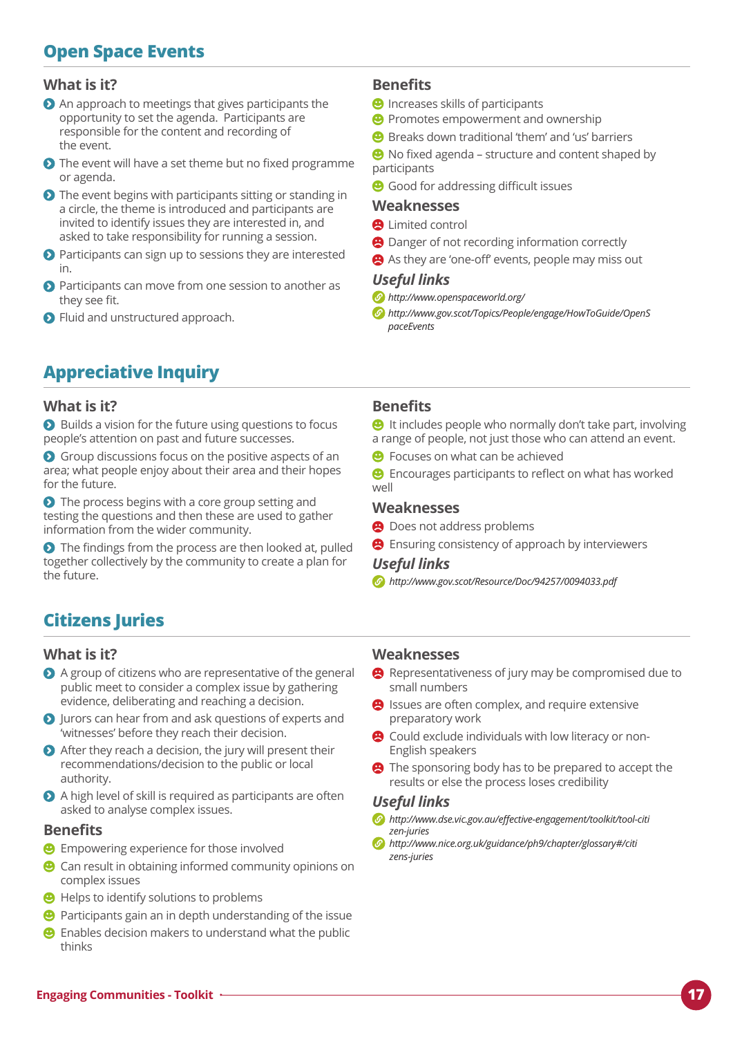## Open Space Events

### What is it?

- An approach to meetings that gives participants the opportunity to set the agenda. Participants are responsible for the content and recording of the event.
- The event will have a set theme but no fixed programme or agenda.
- The event begins with participants sitting or standing in a circle, the theme is introduced and participants are invited to identify issues they are interested in, and asked to take responsibility for running a session.
- Participants can sign up to sessions they are interested in.
- Participants can move from one session to another as they see fit.
- Fluid and unstructured approach.

### Benefits

- Increases skills of participants
- Promotes empowerment and ownership
- Breaks down traditional 'them' and 'us' barriers
- No fixed agenda – structure and content shaped by participants
- Good for addressing difficult issues

### Weaknesses

- Limited control
- Danger of not recording information correctly
- As they are 'one-off' events, people may miss out

### *Useful links*

- *http://www.openspaceworld.org/*
- *http://www.gov.scot/Topics/People/engage/HowToGuide/OpenSpaceEvents*

## Appreciative Inquiry

### What is it?

- Builds a vision for the future using questions to focus people's attention on past and future successes.
- Group discussions focus on the positive aspects of an area; what people enjoy about their area and their hopes for the future.
- The process begins with a core group setting and testing the questions and then these are used to gather information from the wider community.
- The findings from the process are then looked at, pulled together collectively by the community to create a plan for the future.

### Benefits

- It includes people who normally don't take part, involving a range of people, not just those who can attend an event.
- Focuses on what can be achieved
- Encourages participants to reflect on what has worked well

### Weaknesses

- Does not address problems
- Ensuring consistency of approach by interviewers

### *Useful links*

- *http://www.gov.scot/Resource/Doc/94257/0094033.pdf*

## Citizens Juries

### What is it?

- A group of citizens who are representative of the general public meet to consider a complex issue by gathering evidence, deliberating and reaching a decision.
- Jurors can hear from and ask questions of experts and 'witnesses' before they reach their decision.
- After they reach a decision, the jury will present their recommendations/decision to the public or local authority.
- A high level of skill is required as participants are often asked to analyse complex issues.

### Benefits

- Empowering experience for those involved
- Can result in obtaining informed community opinions on complex issues
- Helps to identify solutions to problems
- Participants gain an in depth understanding of the issue
- Enables decision makers to understand what the public thinks

### Weaknesses

- Representativeness of jury may be compromised due to small numbers
- Issues are often complex, and require extensive preparatory work
- Could exclude individuals with low literacy or non-English speakers
- The sponsoring body has to be prepared to accept the results or else the process loses credibility

### *Useful links*

- *http://www.dse.vic.gov.au/effective-engagement/toolkit/tool-citizen-juries*
- *http://www.nice.org.uk/guidance/ph9/chapter/glossary#/citizens-juries*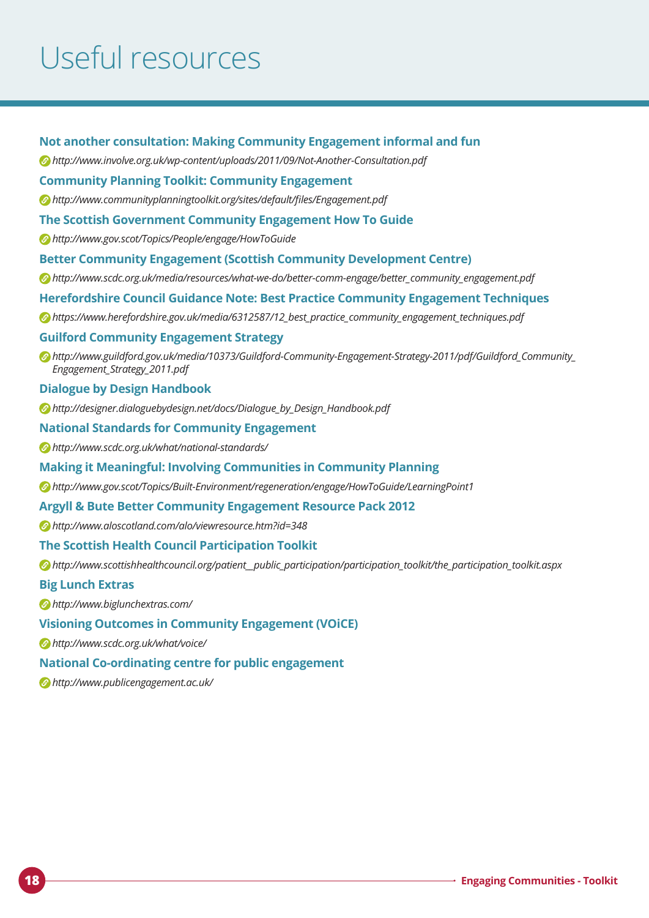# Useful resources

**Not another consultation: Making Community Engagement informal and fun**

*http://www.involve.org.uk/wp-content/uploads/2011/09/Not-Another-Consultation.pdf*

**Community Planning Toolkit: Community Engagement**

*http://www.communityplanningtoolkit.org/sites/default/files/Engagement.pdf*

**The Scottish Government Community Engagement How To Guide**

*http://www.gov.scot/Topics/People/engage/HowToGuide*

**Better Community Engagement (Scottish Community Development Centre)**

*http://www.scdc.org.uk/media/resources/what-we-do/better-comm-engage/better_community_engagement.pdf*

**Herefordshire Council Guidance Note: Best Practice Community Engagement Techniques**

*https://www.herefordshire.gov.uk/media/6312587/12_best_practice_community_engagement_techniques.pdf*

**Guilford Community Engagement Strategy**

*http://www.guildford.gov.uk/media/10373/Guildford-Community-Engagement-Strategy-2011/pdf/Guildford_Community_Engagement_Strategy_2011.pdf*

**Dialogue by Design Handbook**

*http://designer.dialoguebydesign.net/docs/Dialogue_by_Design_Handbook.pdf*

**National Standards for Community Engagement**

*http://www.scdc.org.uk/what/national-standards/*

**Making it Meaningful: Involving Communities in Community Planning**

*http://www.gov.scot/Topics/Built-Environment/regeneration/engage/HowToGuide/LearningPoint1*

**Argyll & Bute Better Community Engagement Resource Pack 2012**

*http://www.aloscotland.com/alo/viewresource.htm?id=348*

**The Scottish Health Council Participation Toolkit**

*http://www.scottishhealthcouncil.org/patient__public_participation/participation_toolkit/the_participation_toolkit.aspx*

**Big Lunch Extras**

*http://www.biglunchextras.com/*

**Visioning Outcomes in Community Engagement (VOiCE)**

*http://www.scdc.org.uk/what/voice/*

**National Co-ordinating centre for public engagement**

*http://www.publicengagement.ac.uk/*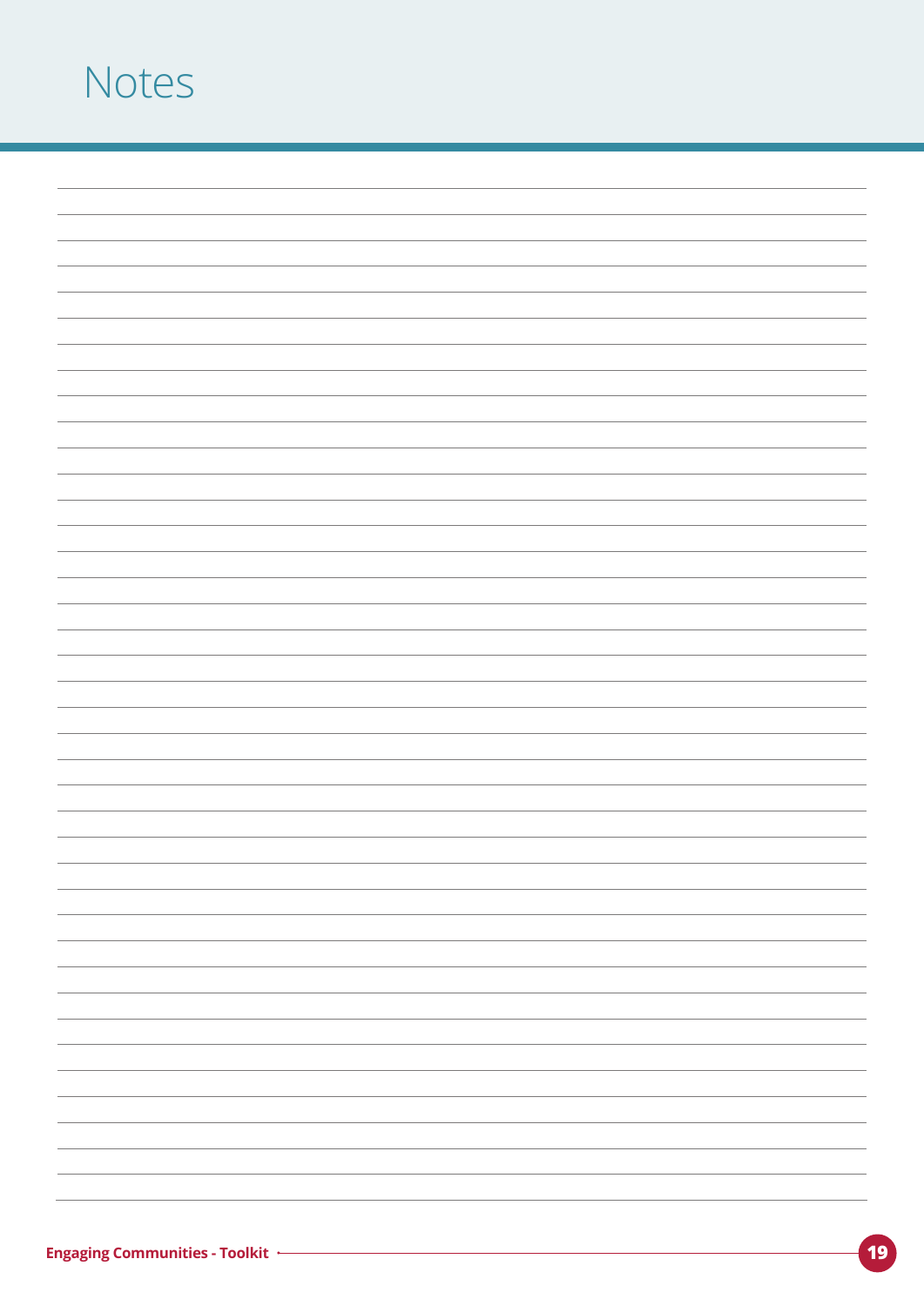# Notes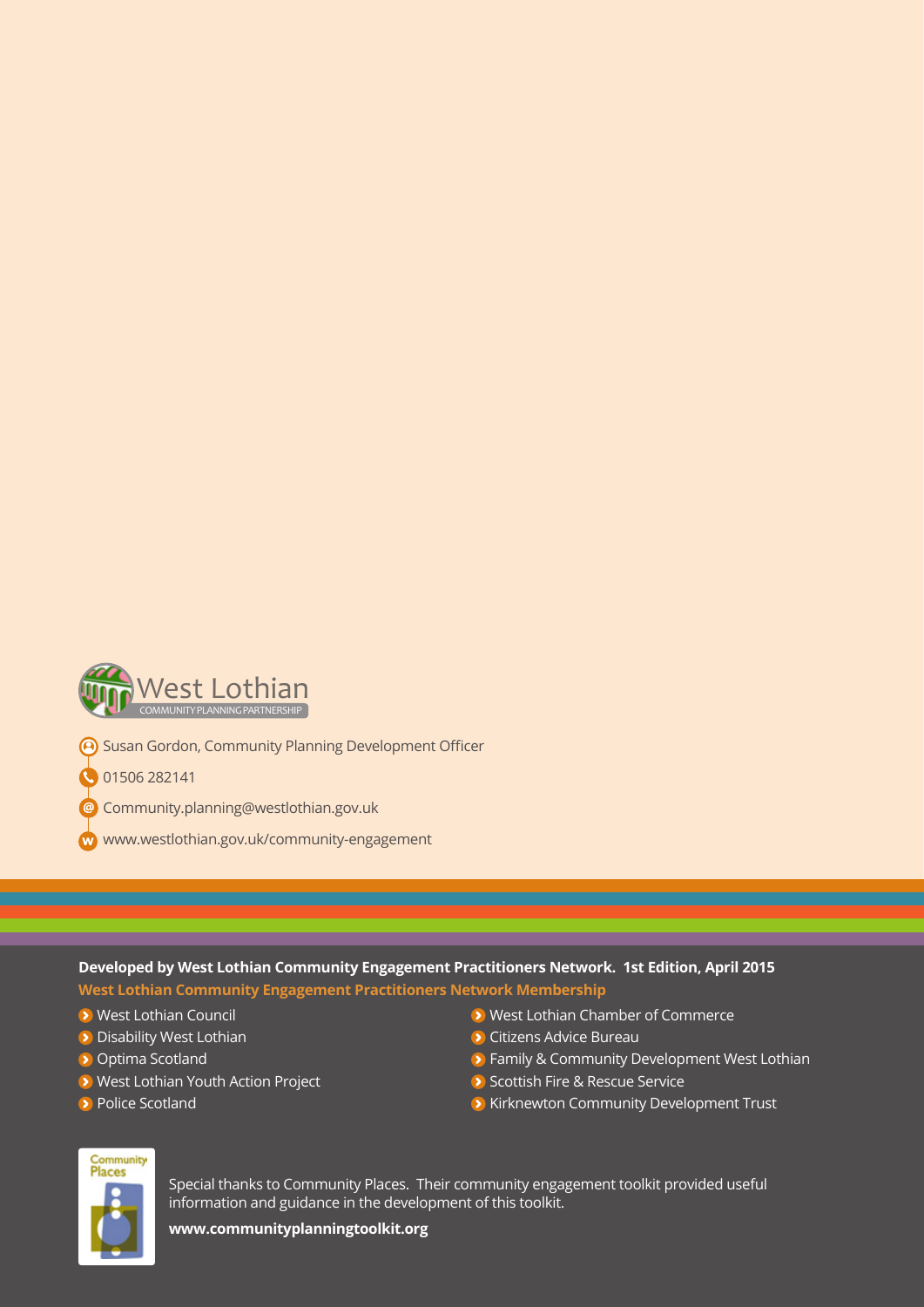West Lothian
COMMUNITY PLANNING PARTNERSHIP

- Susan Gordon, Community Planning Development Officer
- 01506 282141
- Community.planning@westlothian.gov.uk
- www.westlothian.gov.uk/community-engagement

**Developed by West Lothian Community Engagement Practitioners Network. 1st Edition, April 2015**

**West Lothian Community Engagement Practitioners Network Membership**

- West Lothian Council
- Disability West Lothian
- Optima Scotland
- West Lothian Youth Action Project
- Police Scotland
- West Lothian Chamber of Commerce
- Citizens Advice Bureau
- Family & Community Development West Lothian
- Scottish Fire & Rescue Service
- Kirknewton Community Development Trust

Community Places

Special thanks to Community Places. Their community engagement toolkit provided useful information and guidance in the development of this toolkit.

**www.communityplanningtoolkit.org**